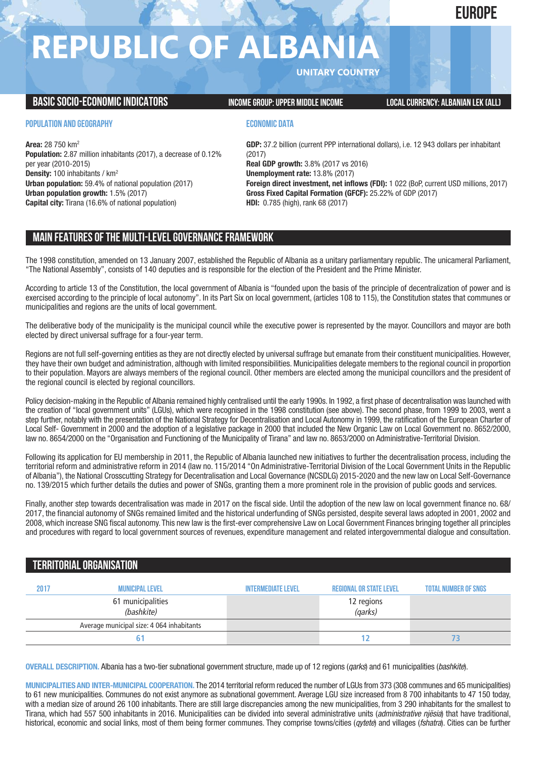EUROPE

# REPUBLIC OF ALBANIA

UNITARY COUNTRY

## BASIC SOCIO-ECONOMIC INDICATORS

INCOME GROUP: UPPER MIDDLE INCOME

LOCAL CURRENCY: ALBANIAN LEK (ALL)

### POPULATION AND GEOGRAPHY

**Area:** 28 750 km$^2$
**Population:** 2.87 million inhabitants (2017), a decrease of 0.12% per year (2010-2015)
**Density:** 100 inhabitants / km$^2$
**Urban population:** 59.4% of national population (2017)
**Urban population growth:** 1.5% (2017)
**Capital city:** Tirana (16.6% of national population)

### ECONOMIC DATA

**GDP:** 37.2 billion (current PPP international dollars), i.e. 12 943 dollars per inhabitant (2017)
**Real GDP growth:** 3.8% (2017 vs 2016)
**Unemployment rate:** 13.8% (2017)
**Foreign direct investment, net inflows (FDI):** 1 022 (BoP, current USD millions, 2017)
**Gross Fixed Capital Formation (GFCF):** 25.22% of GDP (2017)
**HDI:** 0.785 (high), rank 68 (2017)

## MAIN FEATURES OF THE MULTI-LEVEL GOVERNANCE FRAMEWORK

The 1998 constitution, amended on 13 January 2007, established the Republic of Albania as a unitary parliamentary republic. The unicameral Parliament, "The National Assembly", consists of 140 deputies and is responsible for the election of the President and the Prime Minister.

According to article 13 of the Constitution, the local government of Albania is "founded upon the basis of the principle of decentralization of power and is exercised according to the principle of local autonomy". In its Part Six on local government, (articles 108 to 115), the Constitution states that communes or municipalities and regions are the units of local government.

The deliberative body of the municipality is the municipal council while the executive power is represented by the mayor. Councillors and mayor are both elected by direct universal suffrage for a four-year term.

Regions are not full self-governing entities as they are not directly elected by universal suffrage but emanate from their constituent municipalities. However, they have their own budget and administration, although with limited responsibilities. Municipalities delegate members to the regional council in proportion to their population. Mayors are always members of the regional council. Other members are elected among the municipal councillors and the president of the regional council is elected by regional councillors.

Policy decision-making in the Republic of Albania remained highly centralised until the early 1990s. In 1992, a first phase of decentralisation was launched with the creation of "local government units" (LGUs), which were recognised in the 1998 constitution (see above). The second phase, from 1999 to 2003, went a step further, notably with the presentation of the National Strategy for Decentralisation and Local Autonomy in 1999, the ratification of the European Charter of Local Self- Government in 2000 and the adoption of a legislative package in 2000 that included the New Organic Law on Local Government no. 8652/2000, law no. 8654/2000 on the "Organisation and Functioning of the Municipality of Tirana" and law no. 8653/2000 on Administrative-Territorial Division.

Following its application for EU membership in 2011, the Republic of Albania launched new initiatives to further the decentralisation process, including the territorial reform and administrative reform in 2014 (law no. 115/2014 "On Administrative-Territorial Division of the Local Government Units in the Republic of Albania"), the National Crosscutting Strategy for Decentralisation and Local Governance (NCSDLG) 2015-2020 and the new law on Local Self-Governance no. 139/2015 which further details the duties and power of SNGs, granting them a more prominent role in the provision of public goods and services.

Finally, another step towards decentralisation was made in 2017 on the fiscal side. Until the adoption of the new law on local government finance no. 68/2017, the financial autonomy of SNGs remained limited and the historical underfunding of SNGs persisted, despite several laws adopted in 2001, 2002 and 2008, which increase SNG fiscal autonomy. This new law is the first-ever comprehensive Law on Local Government Finances bringing together all principles and procedures with regard to local government sources of revenues, expenditure management and related intergovernmental dialogue and consultation.

## TERRITORIAL ORGANISATION

| 2017 | MUNICIPAL LEVEL | INTERMEDIATE LEVEL | REGIONAL OR STATE LEVEL | TOTAL NUMBER OF SNGS |
|---|---|---|---|---|
| | 61 municipalities *(bashkite)* | | 12 regions *(qarks)* | |
| | Average municipal size: 4 064 inhabitants | | | |
| | 61 | | 12 | 73 |

**OVERALL DESCRIPTION.** Albania has a two-tier subnational government structure, made up of 12 regions (*qarks*) and 61 municipalities (*bashkite*).

**MUNICIPALITIES AND INTER-MUNICIPAL COOPERATION.** The 2014 territorial reform reduced the number of LGUs from 373 (308 communes and 65 municipalities) to 61 new municipalities. Communes do not exist anymore as subnational government. Average LGU size increased from 8 700 inhabitants to 47 150 today, with a median size of around 26 100 inhabitants. There are still large discrepancies among the new municipalities, from 3 290 inhabitants for the smallest to Tirana, which had 557 500 inhabitants in 2016. Municipalities can be divided into several administrative units (*administrative njësia*) that have traditional, historical, economic and social links, most of them being former communes. They comprise towns/cities (*qytete*) and villages (*fshatra*). Cities can be further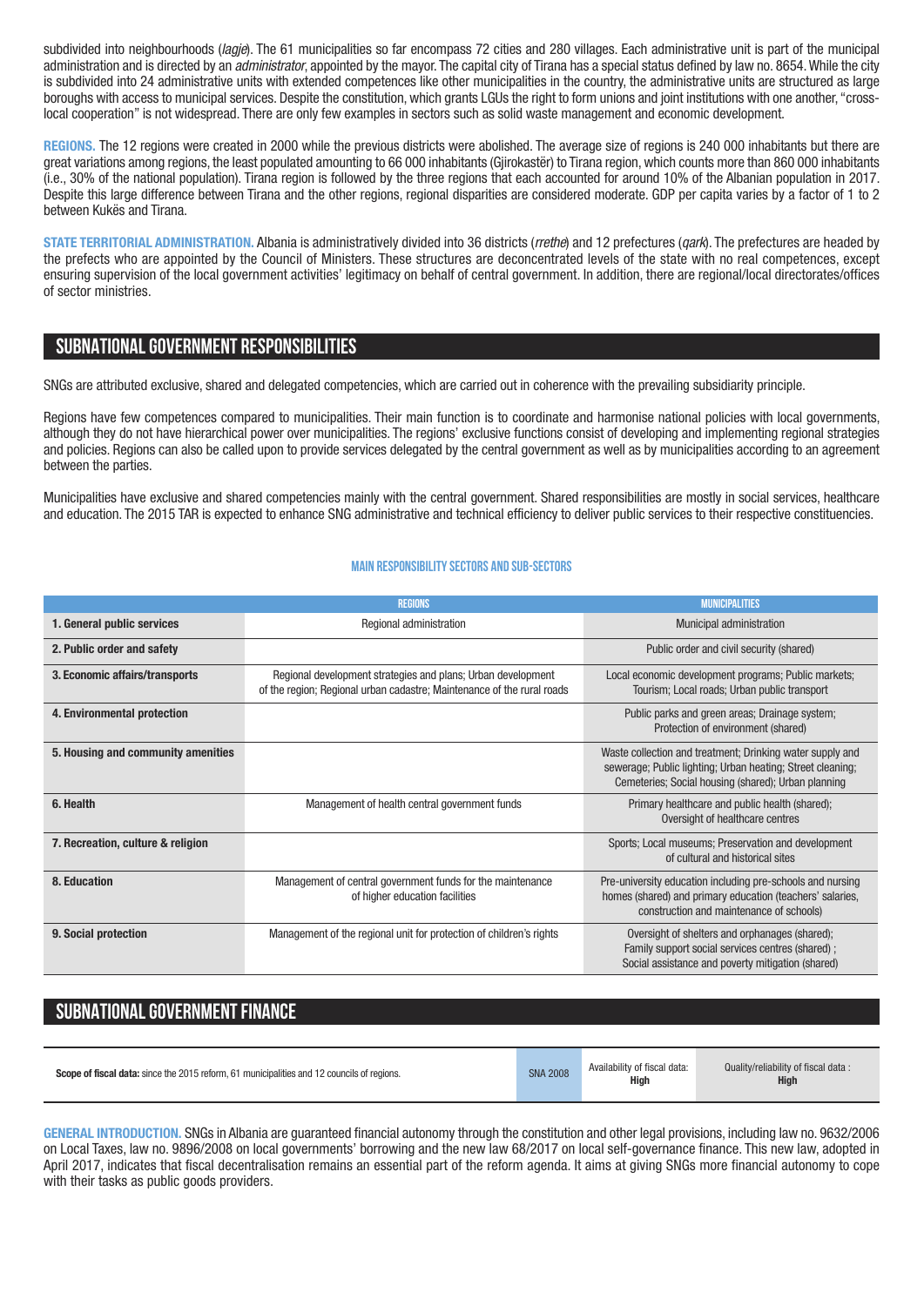subdivided into neighbourhoods (*lagje*). The 61 municipalities so far encompass 72 cities and 280 villages. Each administrative unit is part of the municipal administration and is directed by an *administrator*, appointed by the mayor. The capital city of Tirana has a special status defined by law no. 8654. While the city is subdivided into 24 administrative units with extended competences like other municipalities in the country, the administrative units are structured as large boroughs with access to municipal services. Despite the constitution, which grants LGUs the right to form unions and joint institutions with one another, "cross-local cooperation" is not widespread. There are only few examples in sectors such as solid waste management and economic development.

**REGIONS.** The 12 regions were created in 2000 while the previous districts were abolished. The average size of regions is 240 000 inhabitants but there are great variations among regions, the least populated amounting to 66 000 inhabitants (Gjirokastër) to Tirana region, which counts more than 860 000 inhabitants (i.e., 30% of the national population). Tirana region is followed by the three regions that each accounted for around 10% of the Albanian population in 2017. Despite this large difference between Tirana and the other regions, regional disparities are considered moderate. GDP per capita varies by a factor of 1 to 2 between Kukës and Tirana.

**STATE TERRITORIAL ADMINISTRATION.** Albania is administratively divided into 36 districts (*rrethe*) and 12 prefectures (*qark*). The prefectures are headed by the prefects who are appointed by the Council of Ministers. These structures are deconcentrated levels of the state with no real competences, except ensuring supervision of the local government activities' legitimacy on behalf of central government. In addition, there are regional/local directorates/offices of sector ministries.

## SUBNATIONAL GOVERNMENT RESPONSIBILITIES

SNGs are attributed exclusive, shared and delegated competencies, which are carried out in coherence with the prevailing subsidiarity principle.

Regions have few competences compared to municipalities. Their main function is to coordinate and harmonise national policies with local governments, although they do not have hierarchical power over municipalities. The regions' exclusive functions consist of developing and implementing regional strategies and policies. Regions can also be called upon to provide services delegated by the central government as well as by municipalities according to an agreement between the parties.

Municipalities have exclusive and shared competencies mainly with the central government. Shared responsibilities are mostly in social services, healthcare and education. The 2015 TAR is expected to enhance SNG administrative and technical efficiency to deliver public services to their respective constituencies.

### MAIN RESPONSIBILITY SECTORS AND SUB-SECTORS

| | REGIONS | MUNICIPALITIES |
|---|---|---|
| **1. General public services** | Regional administration | Municipal administration |
| **2. Public order and safety** | | Public order and civil security (shared) |
| **3. Economic affairs/transports** | Regional development strategies and plans; Urban development of the region; Regional urban cadastre; Maintenance of the rural roads | Local economic development programs; Public markets; Tourism; Local roads; Urban public transport |
| **4. Environmental protection** | | Public parks and green areas; Drainage system; Protection of environment (shared) |
| **5. Housing and community amenities** | | Waste collection and treatment; Drinking water supply and sewerage; Public lighting; Urban heating; Street cleaning; Cemeteries; Social housing (shared); Urban planning |
| **6. Health** | Management of health central government funds | Primary healthcare and public health (shared); Oversight of healthcare centres |
| **7. Recreation, culture & religion** | | Sports; Local museums; Preservation and development of cultural and historical sites |
| **8. Education** | Management of central government funds for the maintenance of higher education facilities | Pre-university education including pre-schools and nursing homes (shared) and primary education (teachers' salaries, construction and maintenance of schools) |
| **9. Social protection** | Management of the regional unit for protection of children's rights | Oversight of shelters and orphanages (shared); Family support social services centres (shared) ; Social assistance and poverty mitigation (shared) |

## SUBNATIONAL GOVERNMENT FINANCE

| **Scope of fiscal data:** since the 2015 reform, 61 municipalities and 12 councils of regions. | SNA 2008 | Availability of fiscal data: **High** | Quality/reliability of fiscal data : **High** |
|---|---|---|---|

**GENERAL INTRODUCTION.** SNGs in Albania are guaranteed financial autonomy through the constitution and other legal provisions, including law no. 9632/2006 on Local Taxes, law no. 9896/2008 on local governments' borrowing and the new law 68/2017 on local self-governance finance. This new law, adopted in April 2017, indicates that fiscal decentralisation remains an essential part of the reform agenda. It aims at giving SNGs more financial autonomy to cope with their tasks as public goods providers.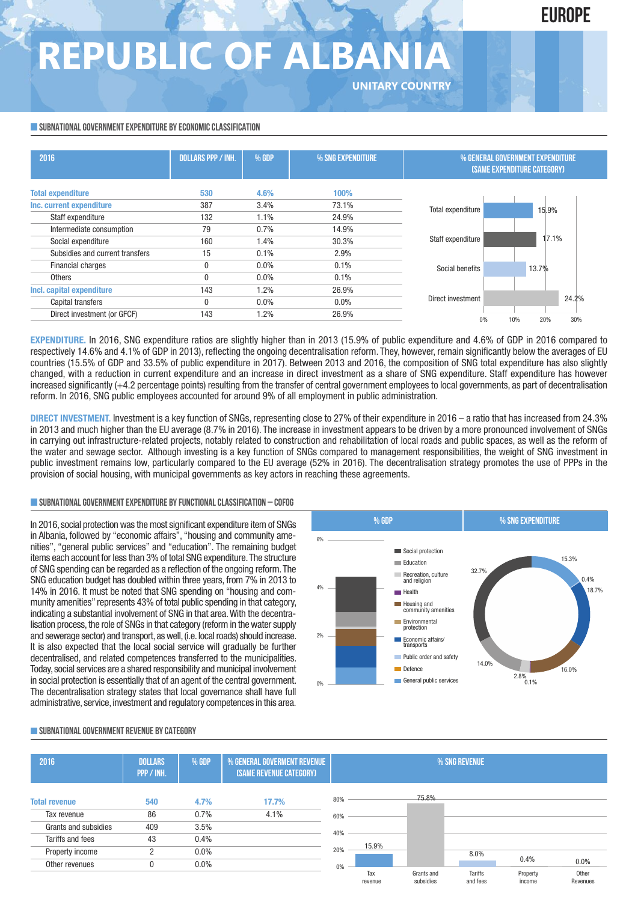# REPUBLIC OF ALBANIA

EUROPE

UNITARY COUNTRY

## SUBNATIONAL GOVERNMENT EXPENDITURE BY ECONOMIC CLASSIFICATION

| 2016 | DOLLARS PPP / INH. | % GDP | % SNG EXPENDITURE | % GENERAL GOVERNMENT EXPENDITURE (SAME EXPENDITURE CATEGORY) |
|---|---|---|---|---|
| **Total expenditure** | **530** | **4.6%** | **100%** | 15.9% |
| **Inc. current expenditure** | 387 | 3.4% | 73.1% | |
| Staff expenditure | 132 | 1.1% | 24.9% | 17.1% |
| Intermediate consumption | 79 | 0.7% | 14.9% | |
| Social expenditure | 160 | 1.4% | 30.3% | Social benefits: 13.7% |
| Subsidies and current transfers | 15 | 0.1% | 2.9% | |
| Financial charges | 0 | 0.0% | 0.1% | |
| Others | 0 | 0.0% | 0.1% | |
| **Incl. capital expenditure** | 143 | 1.2% | 26.9% | |
| Capital transfers | 0 | 0.0% | 0.0% | |
| Direct investment (or GFCF) | 143 | 1.2% | 26.9% | 24.2% |

**EXPENDITURE.** In 2016, SNG expenditure ratios are slightly higher than in 2013 (15.9% of public expenditure and 4.6% of GDP in 2016 compared to respectively 14.6% and 4.1% of GDP in 2013), reflecting the ongoing decentralisation reform. They, however, remain significantly below the averages of EU countries (15.5% of GDP and 33.5% of public expenditure in 2017). Between 2013 and 2016, the composition of SNG total expenditure has also slightly changed, with a reduction in current expenditure and an increase in direct investment as a share of SNG expenditure. Staff expenditure has however increased significantly (+4.2 percentage points) resulting from the transfer of central government employees to local governments, as part of decentralisation reform. In 2016, SNG public employees accounted for around 9% of all employment in public administration.

**DIRECT INVESTMENT.** Investment is a key function of SNGs, representing close to 27% of their expenditure in 2016 – a ratio that has increased from 24.3% in 2013 and much higher than the EU average (8.7% in 2016). The increase in investment appears to be driven by a more pronounced involvement of SNGs in carrying out infrastructure-related projects, notably related to construction and rehabilitation of local roads and public spaces, as well as the reform of the water and sewage sector. Although investing is a key function of SNGs compared to management responsibilities, the weight of SNG investment in public investment remains low, particularly compared to the EU average (52% in 2016). The decentralisation strategy promotes the use of PPPs in the provision of social housing, with municipal governments as key actors in reaching these agreements.

## SUBNATIONAL GOVERNMENT EXPENDITURE BY FUNCTIONAL CLASSIFICATION – COFOG

In 2016, social protection was the most significant expenditure item of SNGs in Albania, followed by "economic affairs", "housing and community amenities", "general public services" and "education". The remaining budget items each account for less than 3% of total SNG expenditure. The structure of SNG spending can be regarded as a reflection of the ongoing reform. The SNG education budget has doubled within three years, from 7% in 2013 to 14% in 2016. It must be noted that SNG spending on "housing and community amenities" represents 43% of total public spending in that category, indicating a substantial involvement of SNG in that area. With the decentralisation process, the role of SNGs in that category (reform in the water supply and sewerage sector) and transport, as well, (i.e. local roads) should increase. It is also expected that the local social service will gradually be further decentralised, and related competences transferred to the municipalities. Today, social services are a shared responsibility and municipal involvement in social protection is essentially that of an agent of the central government. The decentralisation strategy states that local governance shall have full administrative, service, investment and regulatory competences in this area.

% SNG EXPENDITURE: Social protection 32.7%; Education 14.0%; Recreation, culture and religion 2.8%; Health 0.1%; Housing and community amenities 16.0%; Economic affairs/transports 18.7%; Public order and safety 0.4%; General public services 15.3%.

## SUBNATIONAL GOVERNMENT REVENUE BY CATEGORY

| 2016 | DOLLARS PPP / INH. | % GDP | % GENERAL GOVERMENT REVENUE (SAME REVENUE CATEGORY) | % SNG REVENUE |
|---|---|---|---|---|
| **Total revenue** | **540** | **4.7%** | **17.7%** | |
| Tax revenue | 86 | 0.7% | 4.1% | 15.9% |
| Grants and subsidies | 409 | 3.5% | | 75.8% |
| Tariffs and fees | 43 | 0.4% | | 8.0% |
| Property income | 2 | 0.0% | | 0.4% |
| Other revenues | 0 | 0.0% | | 0.0% |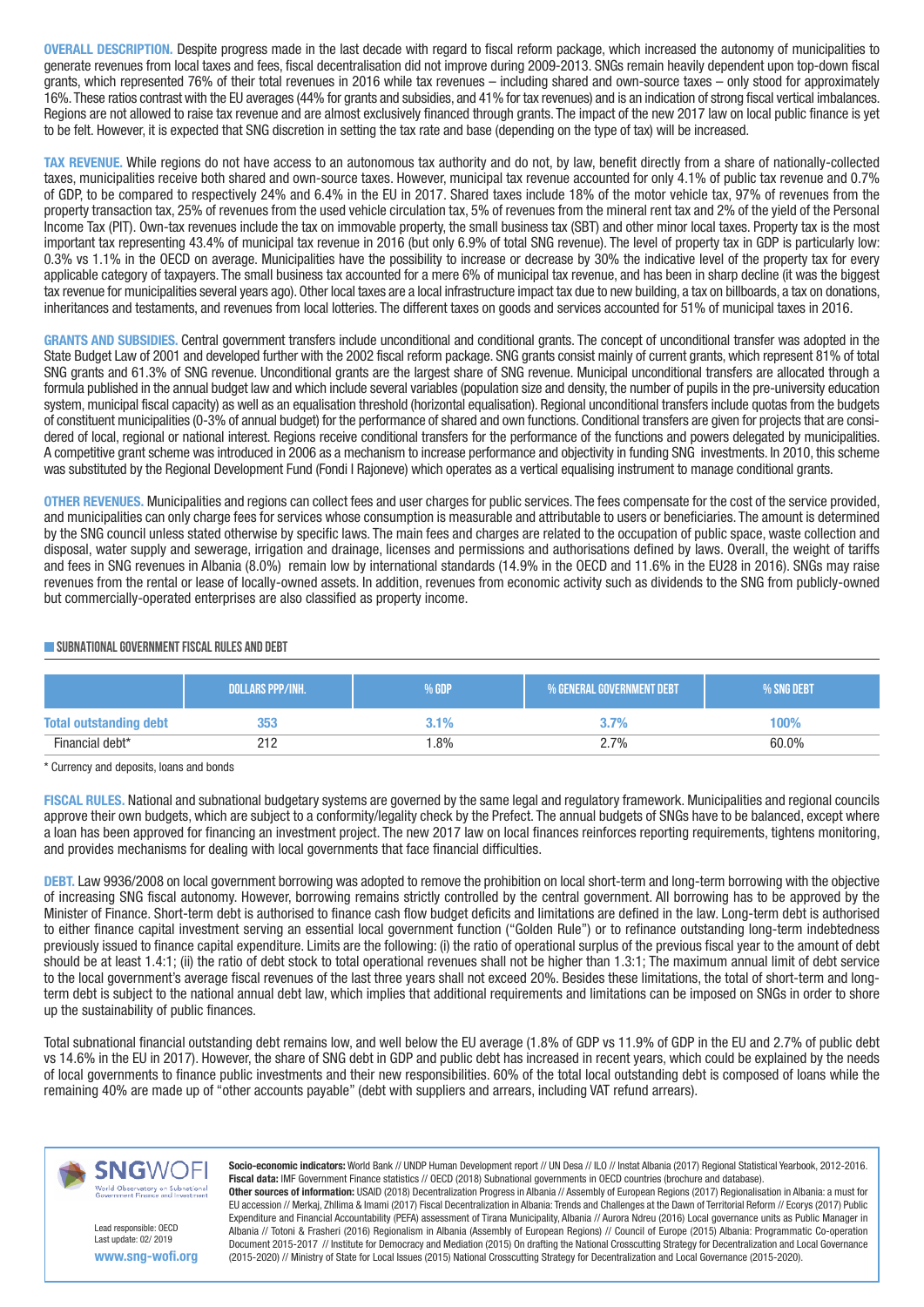**OVERALL DESCRIPTION.** Despite progress made in the last decade with regard to fiscal reform package, which increased the autonomy of municipalities to generate revenues from local taxes and fees, fiscal decentralisation did not improve during 2009-2013. SNGs remain heavily dependent upon top-down fiscal grants, which represented 76% of their total revenues in 2016 while tax revenues – including shared and own-source taxes – only stood for approximately 16%. These ratios contrast with the EU averages (44% for grants and subsidies, and 41% for tax revenues) and is an indication of strong fiscal vertical imbalances. Regions are not allowed to raise tax revenue and are almost exclusively financed through grants. The impact of the new 2017 law on local public finance is yet to be felt. However, it is expected that SNG discretion in setting the tax rate and base (depending on the type of tax) will be increased.

**TAX REVENUE.** While regions do not have access to an autonomous tax authority and do not, by law, benefit directly from a share of nationally-collected taxes, municipalities receive both shared and own-source taxes. However, municipal tax revenue accounted for only 4.1% of public tax revenue and 0.7% of GDP, to be compared to respectively 24% and 6.4% in the EU in 2017. Shared taxes include 18% of the motor vehicle tax, 97% of revenues from the property transaction tax, 25% of revenues from the used vehicle circulation tax, 5% of revenues from the mineral rent tax and 2% of the yield of the Personal Income Tax (PIT). Own-tax revenues include the tax on immovable property, the small business tax (SBT) and other minor local taxes. Property tax is the most important tax representing 43.4% of municipal tax revenue in 2016 (but only 6.9% of total SNG revenue). The level of property tax in GDP is particularly low: 0.3% vs 1.1% in the OECD on average. Municipalities have the possibility to increase or decrease by 30% the indicative level of the property tax for every applicable category of taxpayers. The small business tax accounted for a mere 6% of municipal tax revenue, and has been in sharp decline (it was the biggest tax revenue for municipalities several years ago). Other local taxes are a local infrastructure impact tax due to new building, a tax on billboards, a tax on donations, inheritances and testaments, and revenues from local lotteries. The different taxes on goods and services accounted for 51% of municipal taxes in 2016.

**GRANTS AND SUBSIDIES.** Central government transfers include unconditional and conditional grants. The concept of unconditional transfer was adopted in the State Budget Law of 2001 and developed further with the 2002 fiscal reform package. SNG grants consist mainly of current grants, which represent 81% of total SNG grants and 61.3% of SNG revenue. Unconditional grants are the largest share of SNG revenue. Municipal unconditional transfers are allocated through a formula published in the annual budget law and which include several variables (population size and density, the number of pupils in the pre-university education system, municipal fiscal capacity) as well as an equalisation threshold (horizontal equalisation). Regional unconditional transfers include quotas from the budgets of constituent municipalities (0-3% of annual budget) for the performance of shared and own functions. Conditional transfers are given for projects that are considered of local, regional or national interest. Regions receive conditional transfers for the performance of the functions and powers delegated by municipalities. A competitive grant scheme was introduced in 2006 as a mechanism to increase performance and objectivity in funding SNG investments. In 2010, this scheme was substituted by the Regional Development Fund (Fondi I Rajoneve) which operates as a vertical equalising instrument to manage conditional grants.

**OTHER REVENUES.** Municipalities and regions can collect fees and user charges for public services. The fees compensate for the cost of the service provided, and municipalities can only charge fees for services whose consumption is measurable and attributable to users or beneficiaries. The amount is determined by the SNG council unless stated otherwise by specific laws. The main fees and charges are related to the occupation of public space, waste collection and disposal, water supply and sewerage, irrigation and drainage, licenses and permissions and authorisations defined by laws. Overall, the weight of tariffs and fees in SNG revenues in Albania (8.0%) remain low by international standards (14.9% in the OECD and 11.6% in the EU28 in 2016). SNGs may raise revenues from the rental or lease of locally-owned assets. In addition, revenues from economic activity such as dividends to the SNG from publicly-owned but commercially-operated enterprises are also classified as property income.

## SUBNATIONAL GOVERNMENT FISCAL RULES AND DEBT

| | DOLLARS PPP/INH. | % GDP | % GENERAL GOVERNMENT DEBT | % SNG DEBT |
|---|---|---|---|---|
| **Total outstanding debt** | **353** | **3.1%** | **3.7%** | **100%** |
| Financial debt* | 212 | 1.8% | 2.7% | 60.0% |

\* Currency and deposits, loans and bonds

**FISCAL RULES.** National and subnational budgetary systems are governed by the same legal and regulatory framework. Municipalities and regional councils approve their own budgets, which are subject to a conformity/legality check by the Prefect. The annual budgets of SNGs have to be balanced, except where a loan has been approved for financing an investment project. The new 2017 law on local finances reinforces reporting requirements, tightens monitoring, and provides mechanisms for dealing with local governments that face financial difficulties.

**DEBT.** Law 9936/2008 on local government borrowing was adopted to remove the prohibition on local short-term and long-term borrowing with the objective of increasing SNG fiscal autonomy. However, borrowing remains strictly controlled by the central government. All borrowing has to be approved by the Minister of Finance. Short-term debt is authorised to finance cash flow budget deficits and limitations are defined in the law. Long-term debt is authorised to either finance capital investment serving an essential local government function ("Golden Rule") or to refinance outstanding long-term indebtedness previously issued to finance capital expenditure. Limits are the following: (i) the ratio of operational surplus of the previous fiscal year to the amount of debt should be at least 1.4:1; (ii) the ratio of debt stock to total operational revenues shall not be higher than 1.3:1; The maximum annual limit of debt service to the local government's average fiscal revenues of the last three years shall not exceed 20%. Besides these limitations, the total of short-term and long-term debt is subject to the national annual debt law, which implies that additional requirements and limitations can be imposed on SNGs in order to shore up the sustainability of public finances.

Total subnational financial outstanding debt remains low, and well below the EU average (1.8% of GDP vs 11.9% of GDP in the EU and 2.7% of public debt vs 14.6% in the EU in 2017). However, the share of SNG debt in GDP and public debt has increased in recent years, which could be explained by the needs of local governments to finance public investments and their new responsibilities. 60% of the total local outstanding debt is composed of loans while the remaining 40% are made up of "other accounts payable" (debt with suppliers and arrears, including VAT refund arrears).

SNGWOFI
World Observatory on Subnational Government Finance and Investment

Lead responsible: OECD
Last update: 02/ 2019
www.sng-wofi.org

**Socio-economic indicators:** World Bank // UNDP Human Development report // UN Desa // ILO // Instat Albania (2017) Regional Statistical Yearbook, 2012-2016.
**Fiscal data:** IMF Government Finance statistics // OECD (2018) Subnational governments in OECD countries (brochure and database).
**Other sources of information:** USAID (2018) Decentralization Progress in Albania // Assembly of European Regions (2017) Regionalisation in Albania: a must for EU accession // Merkaj, Zhllima & Imami (2017) Fiscal Decentralization in Albania: Trends and Challenges at the Dawn of Territorial Reform // Ecorys (2017) Public Expenditure and Financial Accountability (PEFA) assessment of Tirana Municipality, Albania // Aurora Ndreu (2016) Local governance units as Public Manager in Albania // Totoni & Frasheri (2016) Regionalism in Albania (Assembly of European Regions) // Council of Europe (2015) Albania: Programmatic Co-operation Document 2015-2017 // Institute for Democracy and Mediation (2015) On drafting the National Crosscutting Strategy for Decentralization and Local Governance (2015-2020) // Ministry of State for Local Issues (2015) National Crosscutting Strategy for Decentralization and Local Governance (2015-2020).